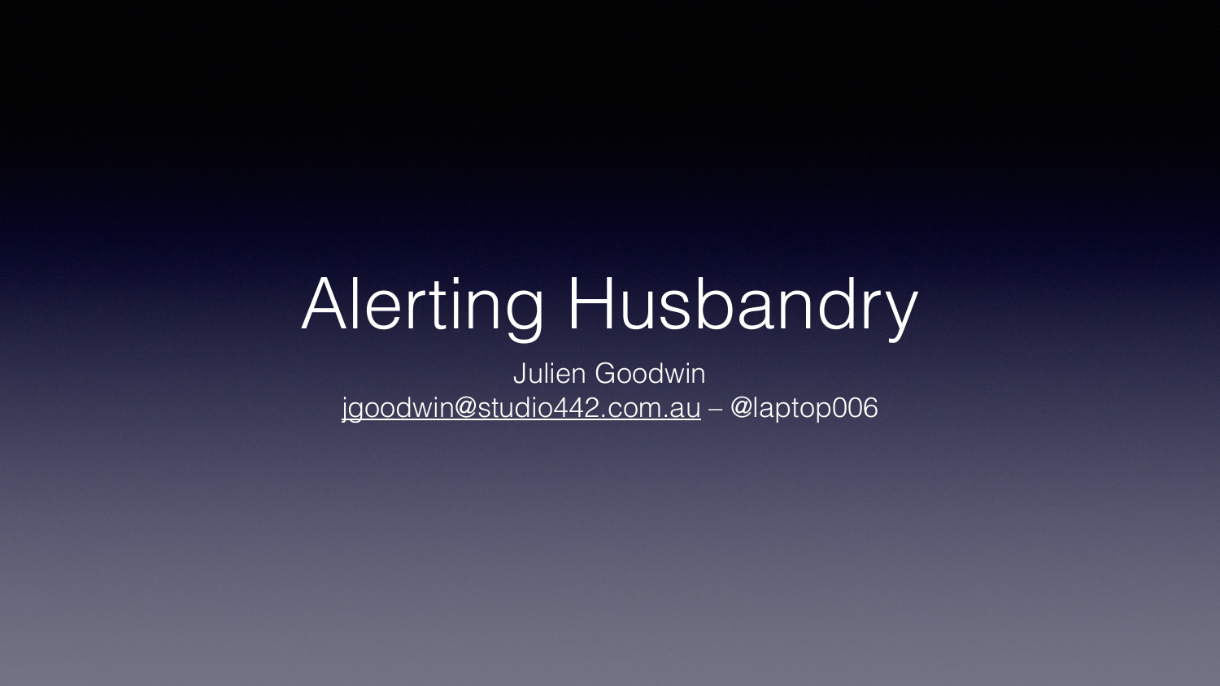# Alerting Husbandry

Julien Goodwin

jgoodwin@studio442.com.au – @laptop006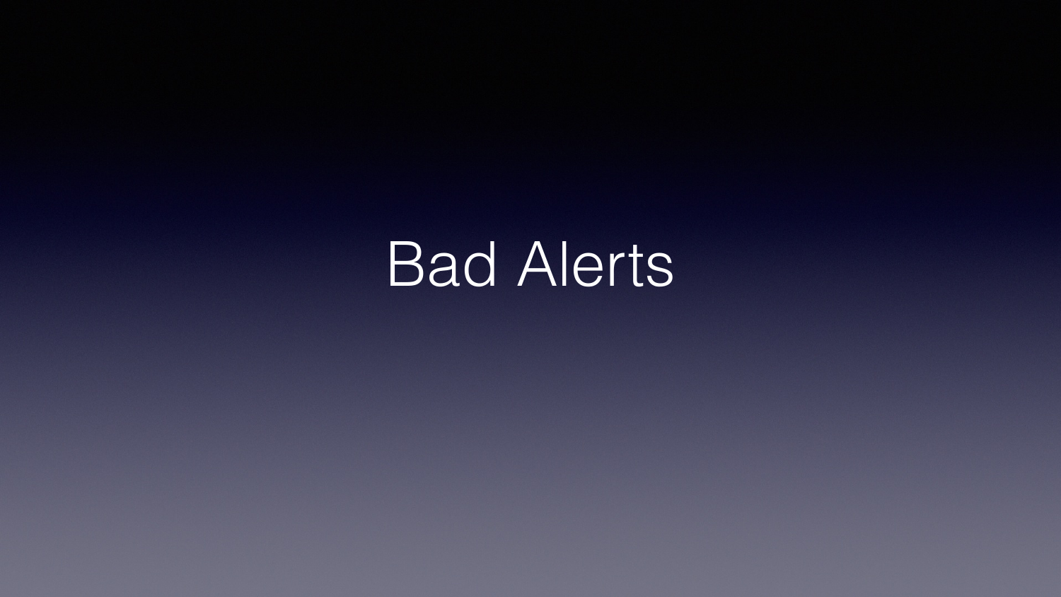# Bad Alerts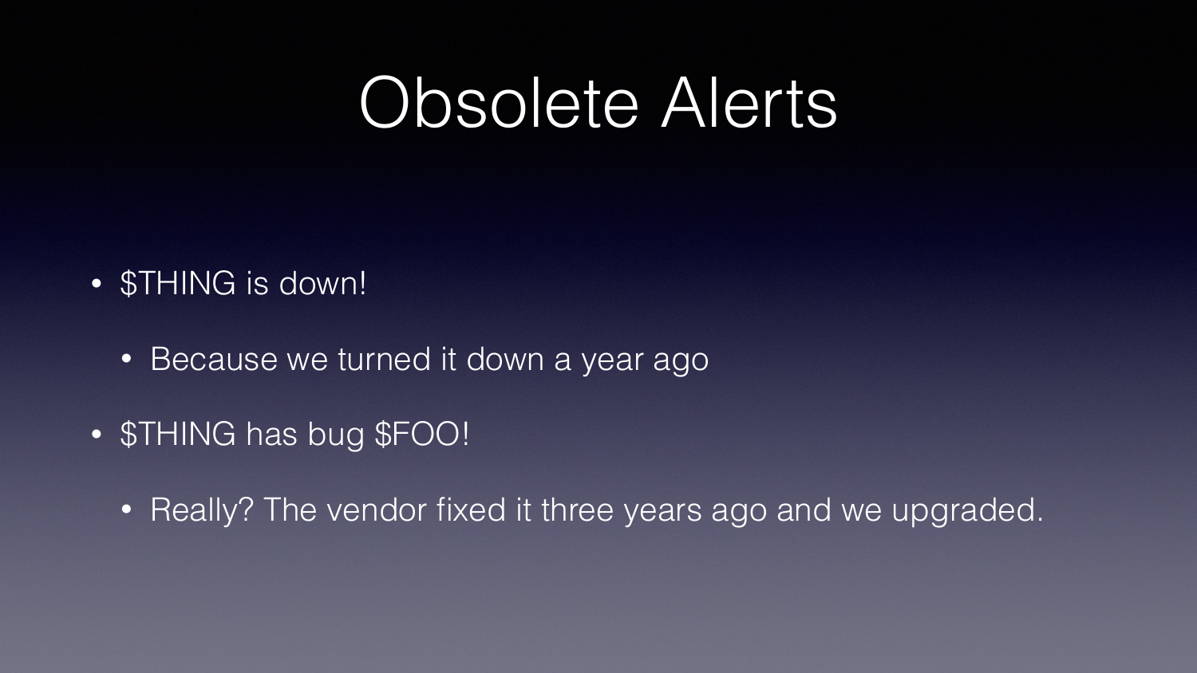# Obsolete Alerts

- $THING is down!
  - Because we turned it down a year ago
- $THING has bug $FOO!
  - Really? The vendor fixed it three years ago and we upgraded.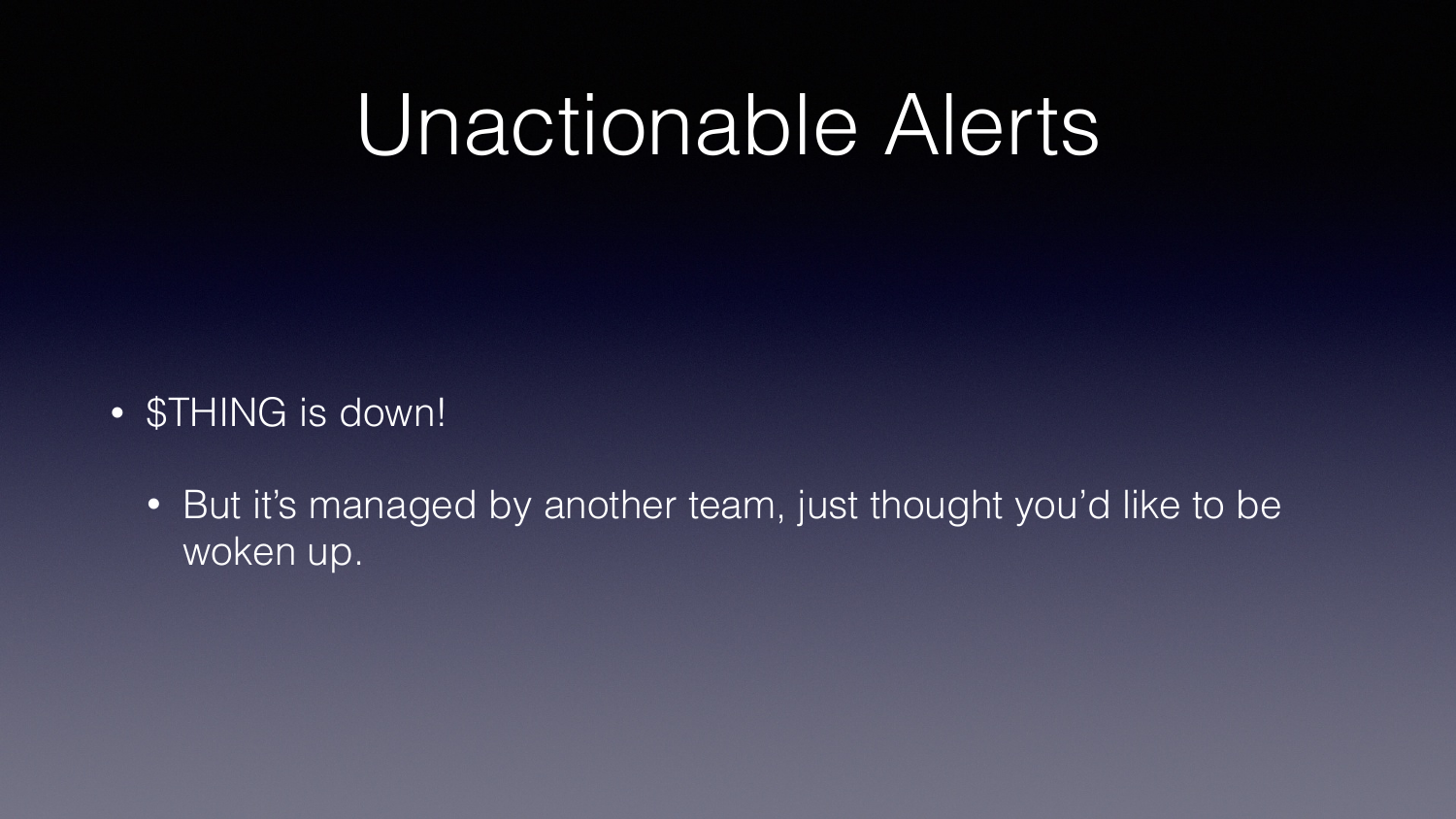# Unactionable Alerts

- $THING is down!
  - But it's managed by another team, just thought you'd like to be woken up.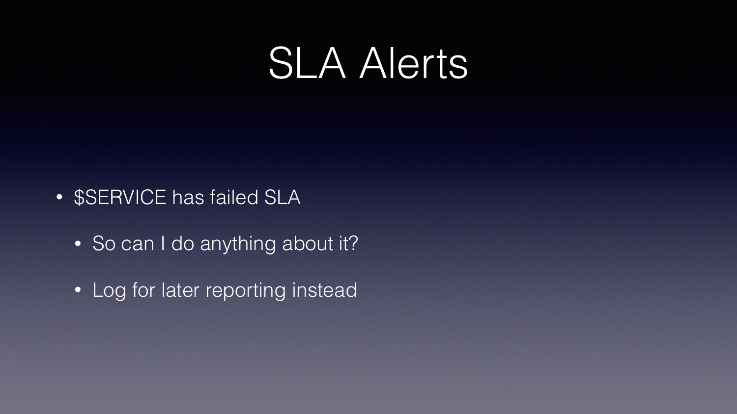# SLA Alerts

- $SERVICE has failed SLA
  - So can I do anything about it?
  - Log for later reporting instead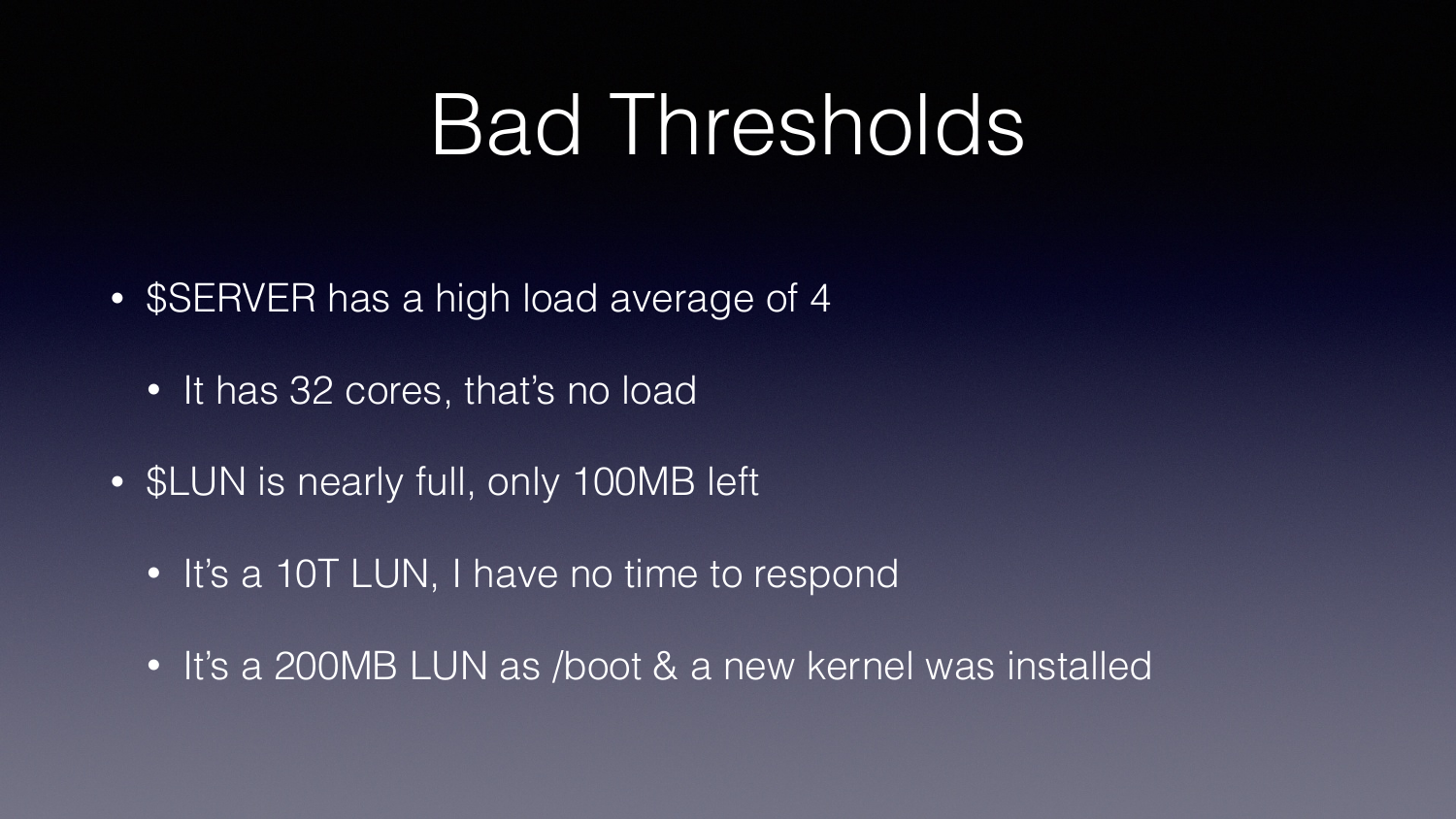# Bad Thresholds

- $SERVER has a high load average of 4
  - It has 32 cores, that's no load
- $LUN is nearly full, only 100MB left
  - It's a 10T LUN, I have no time to respond
  - It's a 200MB LUN as /boot & a new kernel was installed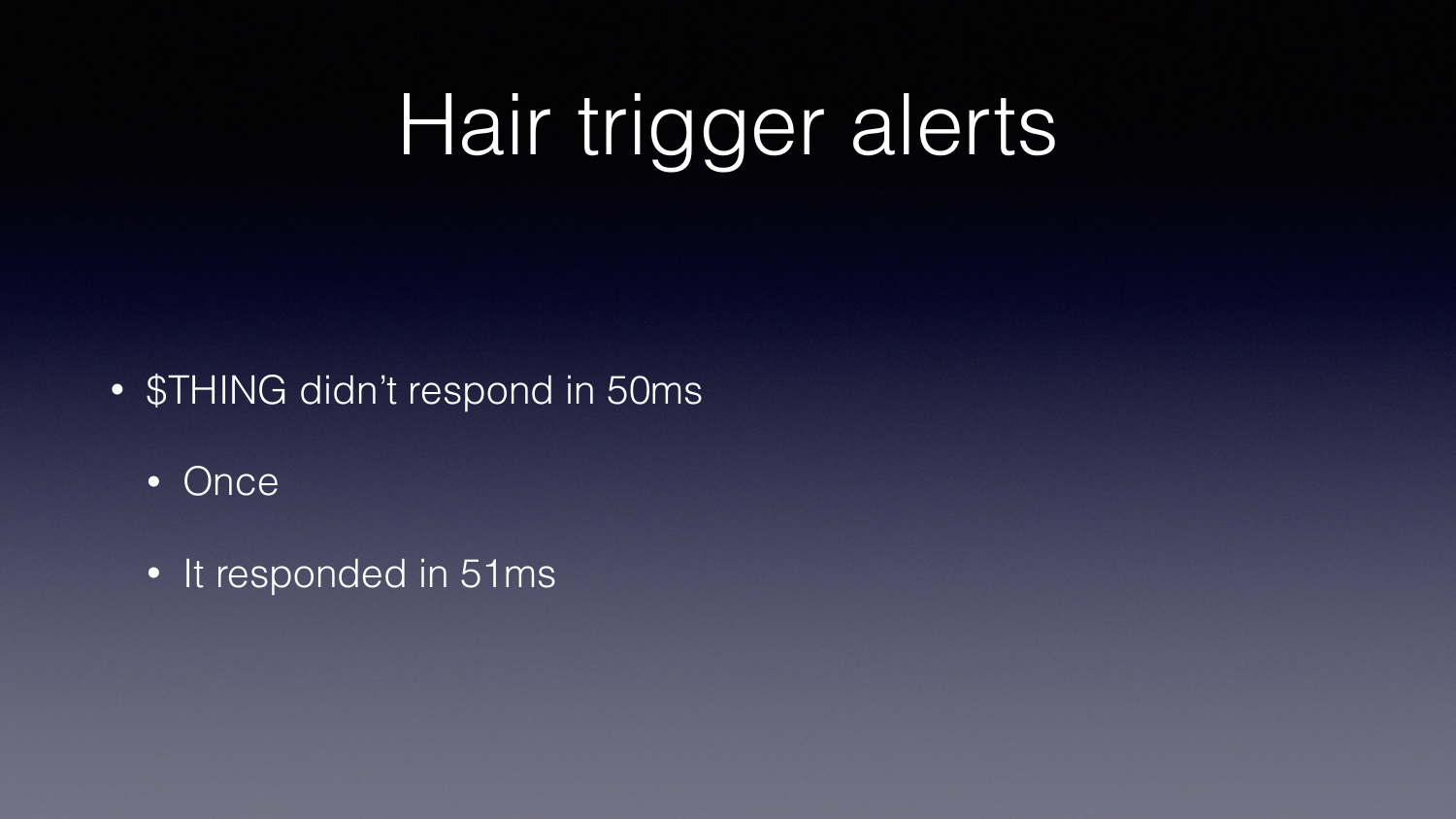# Hair trigger alerts

- $THING didn't respond in 50ms
  - Once
  - It responded in 51ms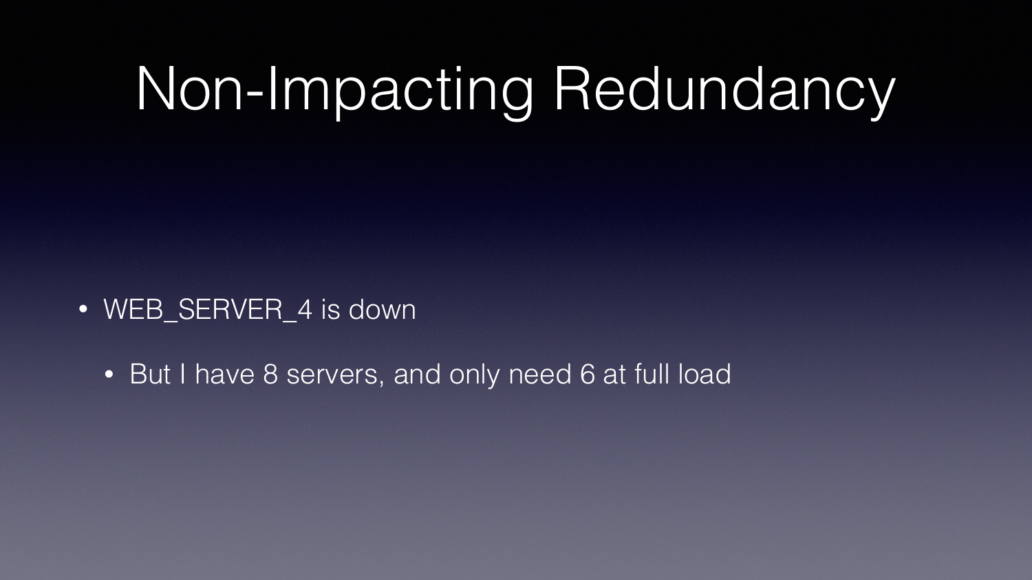# Non-Impacting Redundancy

- WEB_SERVER_4 is down
  - But I have 8 servers, and only need 6 at full load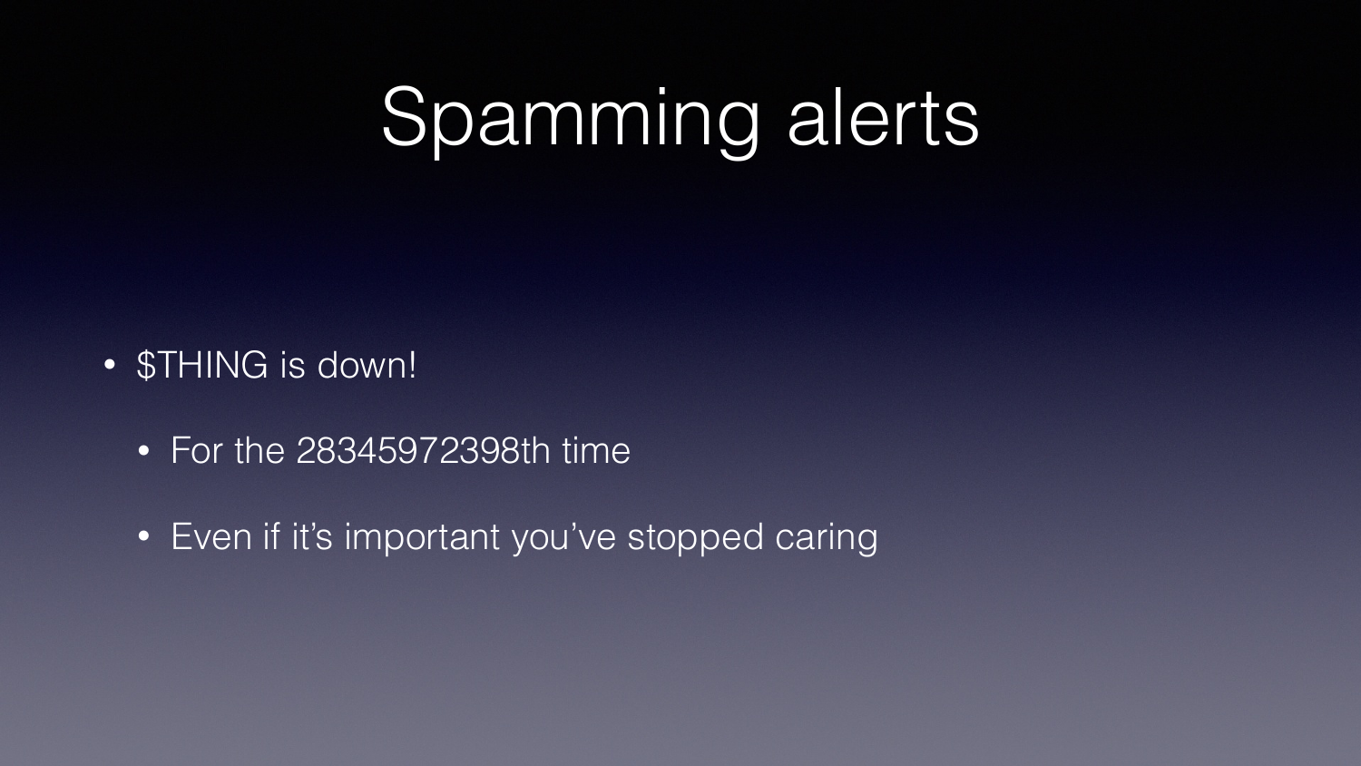# Spamming alerts

- $THING is down!
  - For the 28345972398th time
  - Even if it's important you've stopped caring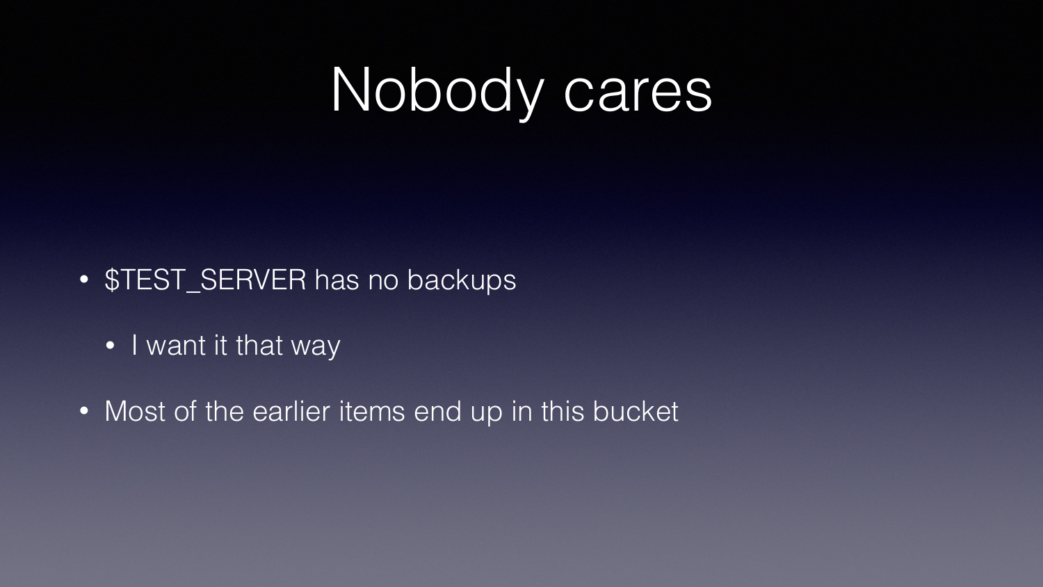# Nobody cares

- $TEST_SERVER has no backups
  - I want it that way
- Most of the earlier items end up in this bucket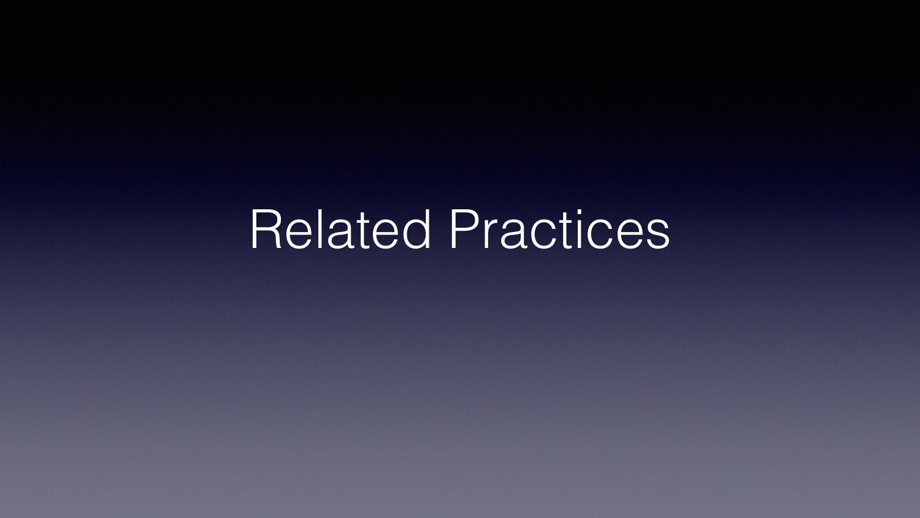# Related Practices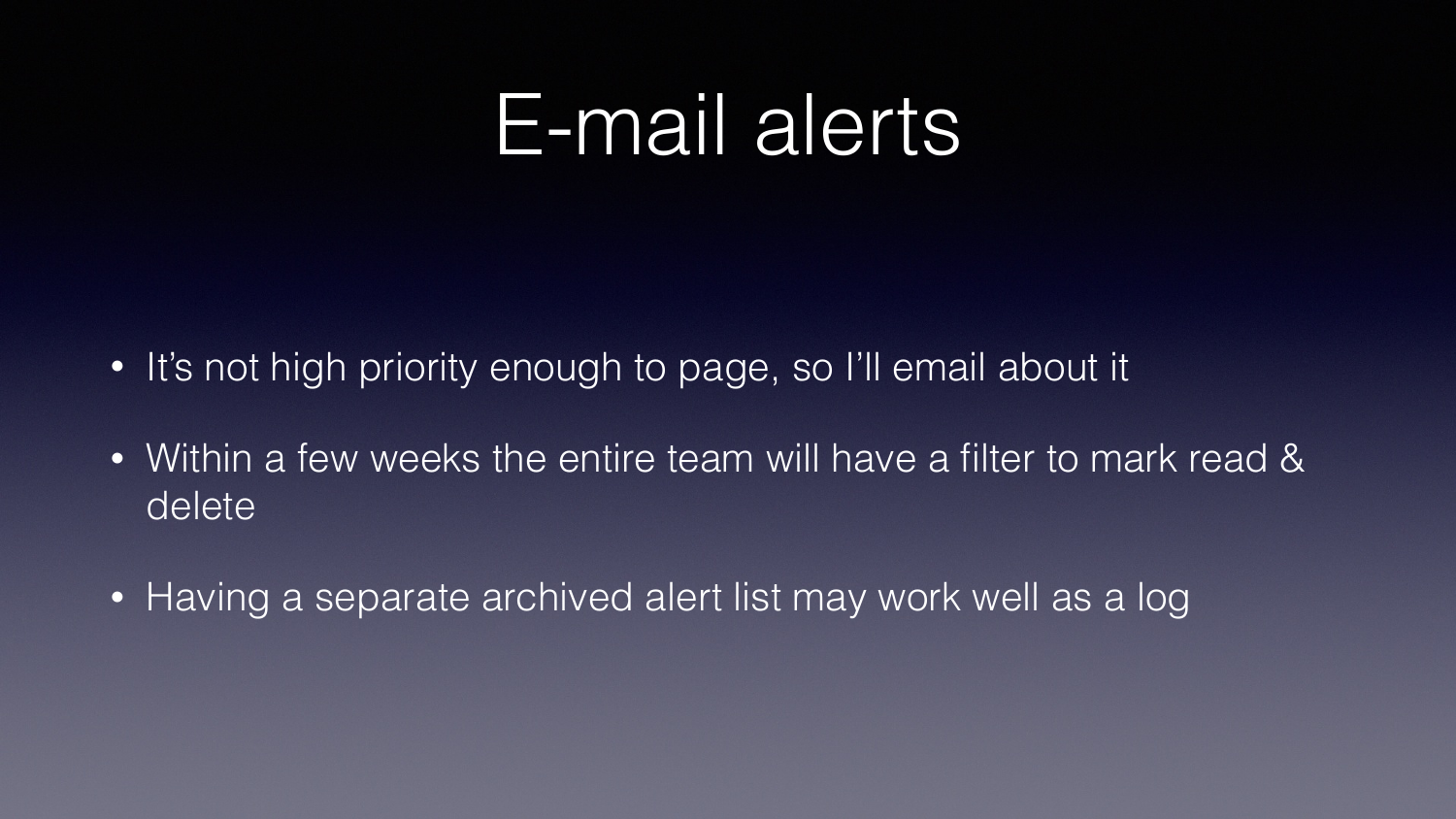# E-mail alerts

- It's not high priority enough to page, so I'll email about it
- Within a few weeks the entire team will have a filter to mark read & delete
- Having a separate archived alert list may work well as a log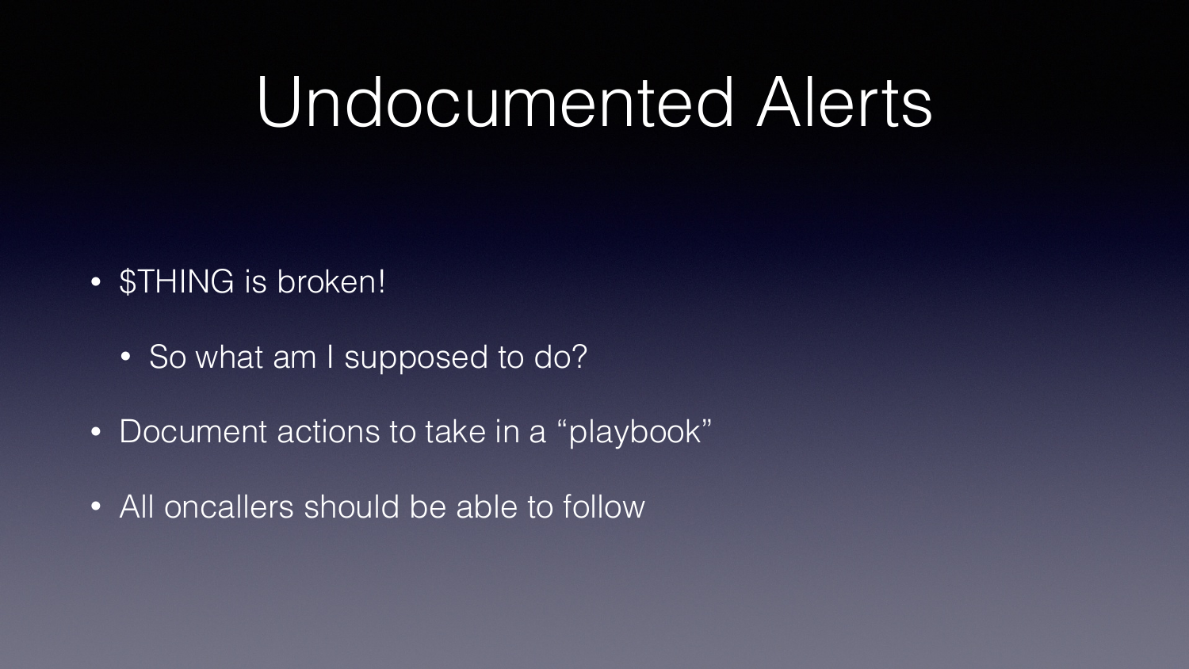# Undocumented Alerts

- $THING is broken!
  - So what am I supposed to do?
- Document actions to take in a “playbook”
- All oncallers should be able to follow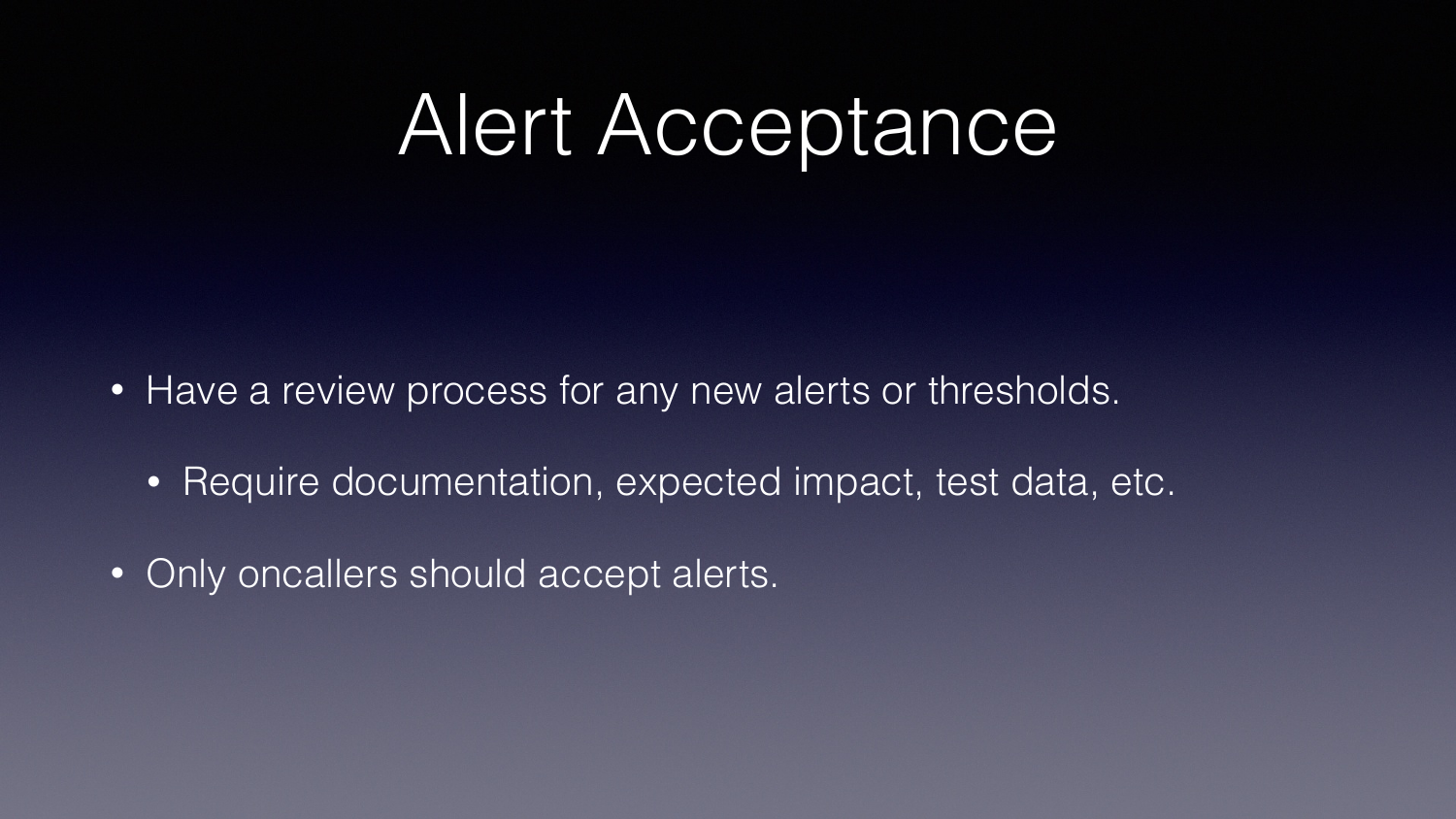# Alert Acceptance

- Have a review process for any new alerts or thresholds.
  - Require documentation, expected impact, test data, etc.
- Only oncallers should accept alerts.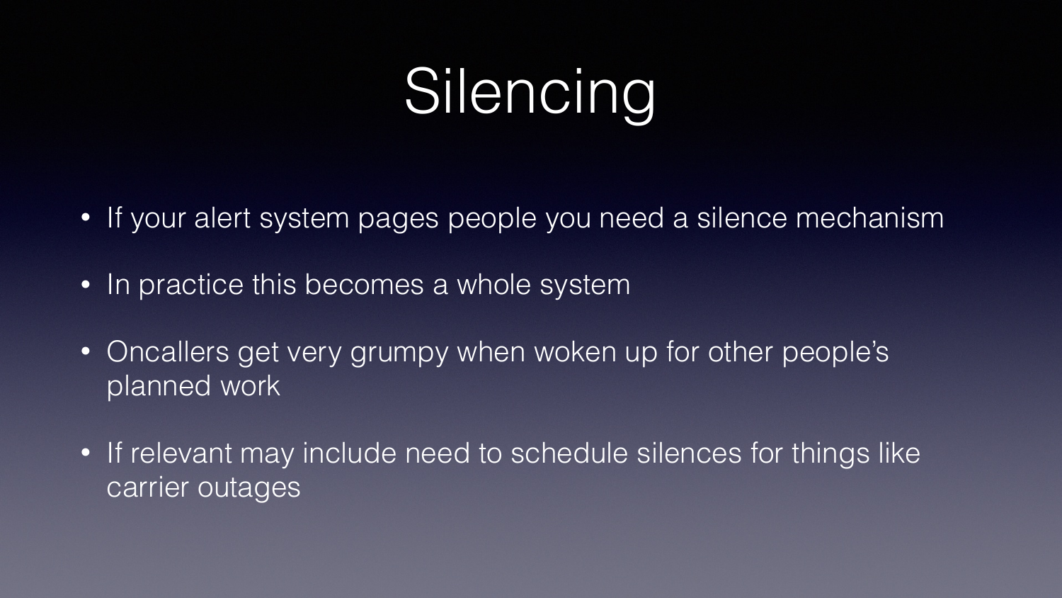# Silencing

- If your alert system pages people you need a silence mechanism
- In practice this becomes a whole system
- Oncallers get very grumpy when woken up for other people's planned work
- If relevant may include need to schedule silences for things like carrier outages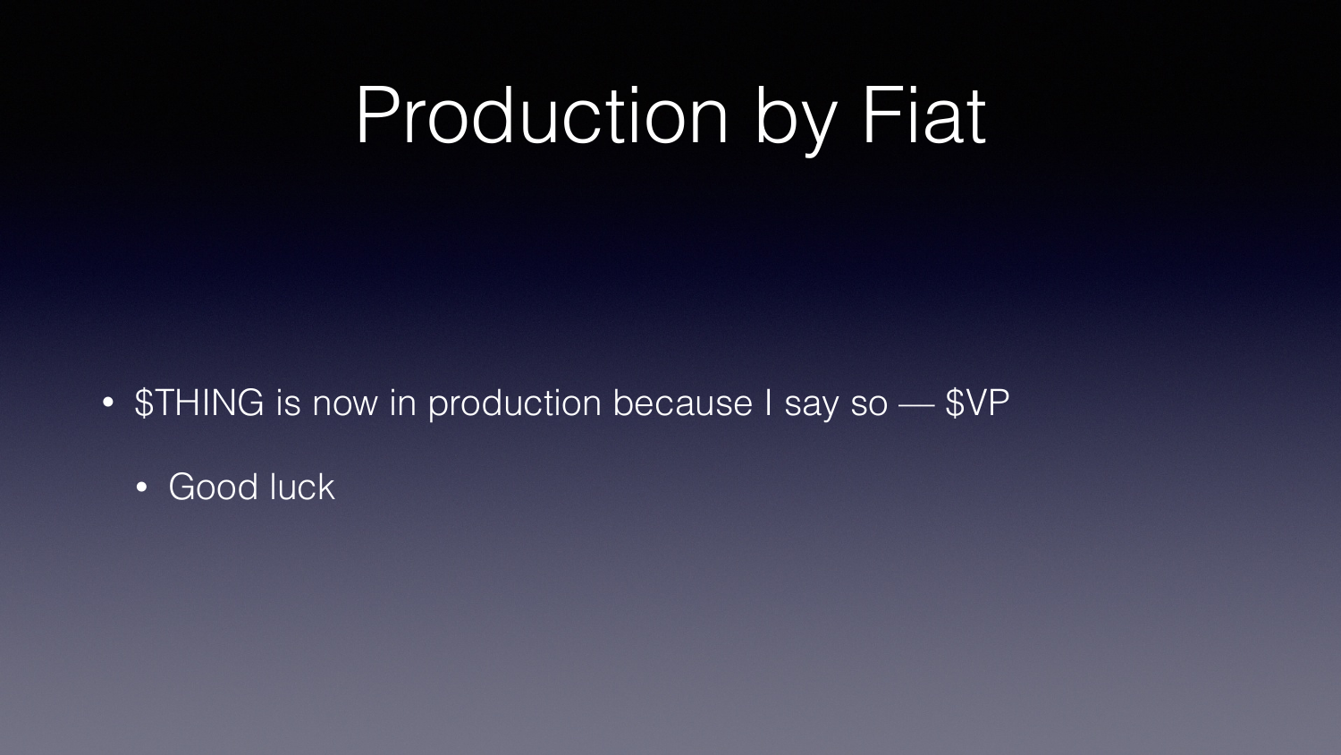# Production by Fiat

- $THING is now in production because I say so — $VP
  - Good luck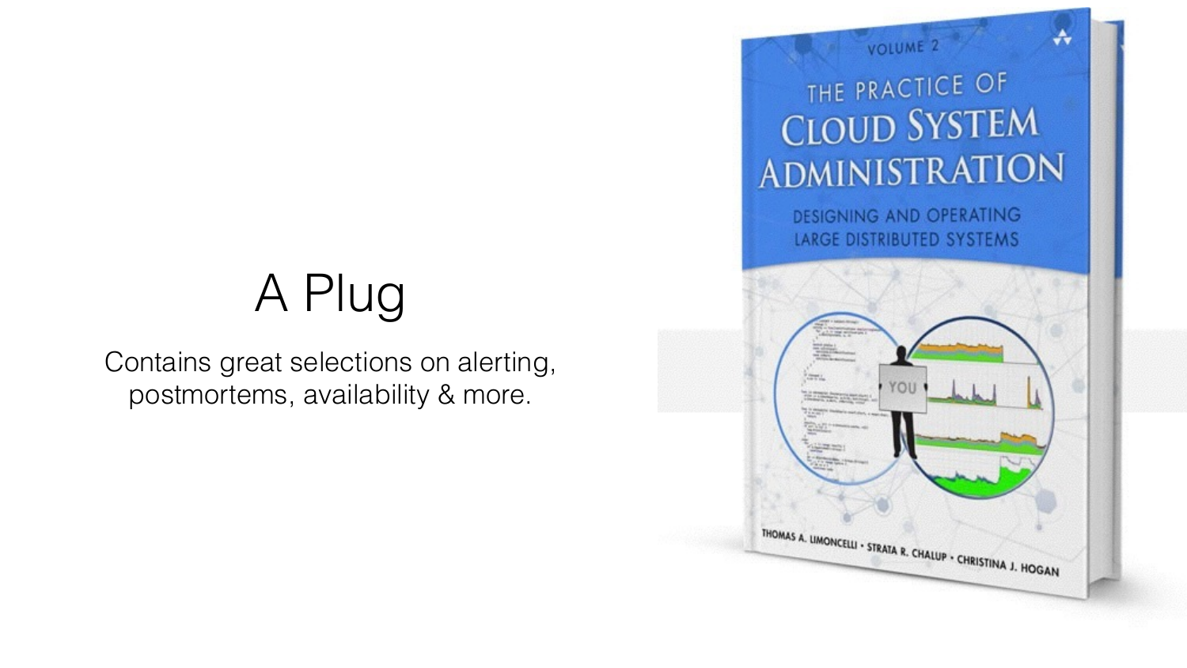# A Plug

Contains great selections on alerting, postmortems, availability & more.